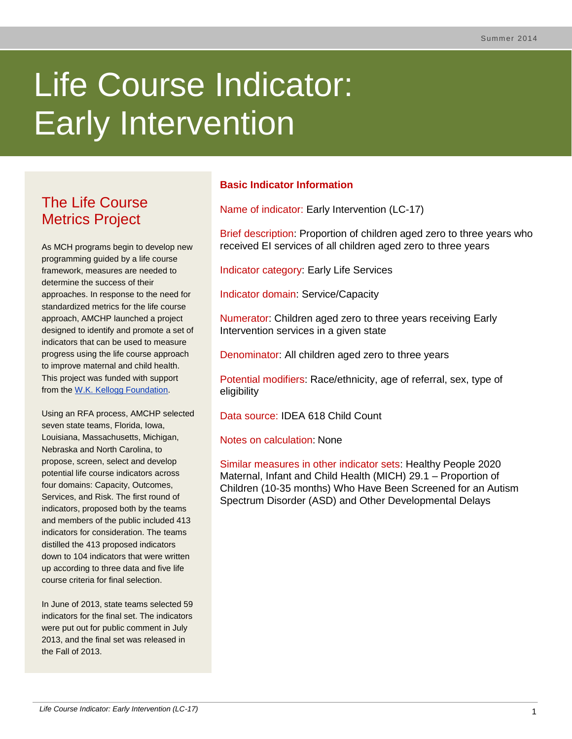# Life Course Indicator: Early Intervention

## The Life Course Metrics Project

As MCH programs begin to develop new programming guided by a life course framework, measures are needed to determine the success of their approaches. In response to the need for standardized metrics for the life course approach, AMCHP launched a project designed to identify and promote a set of indicators that can be used to measure progress using the life course approach to improve maternal and child health. This project was funded with support from the W.K. Kellogg Foundation.

Using an RFA process, AMCHP selected seven state teams, Florida, Iowa, Louisiana, Massachusetts, Michigan, Nebraska and North Carolina, to propose, screen, select and develop potential life course indicators across four domains: Capacity, Outcomes, Services, and Risk. The first round of indicators, proposed both by the teams and members of the public included 413 indicators for consideration. The teams distilled the 413 proposed indicators down to 104 indicators that were written up according to three data and five life course criteria for final selection.

In June of 2013, state teams selected 59 indicators for the final set. The indicators were put out for public comment in July 2013, and the final set was released in the Fall of 2013.

## Basic Indicator Information

Name of indicator: Early Intervention (LC-17)

Brief description: Proportion of children aged zero to three years who received EI services of all children aged zero to three years

Indicator category: Early Life Services

Indicator domain: Service/Capacity

Numerator: Children aged zero to three years receiving Early Intervention services in a given state

Denominator: All children aged zero to three years

Potential modifiers: Race/ethnicity, age of referral, sex, type of eligibility

Data source: IDEA 618 Child Count

Notes on calculation: None

Similar measures in other indicator sets: Healthy People 2020 Maternal, Infant and Child Health (MICH) 29.1 – Proportion of Children (10-35 months) Who Have Been Screened for an Autism Spectrum Disorder (ASD) and Other Developmental Delays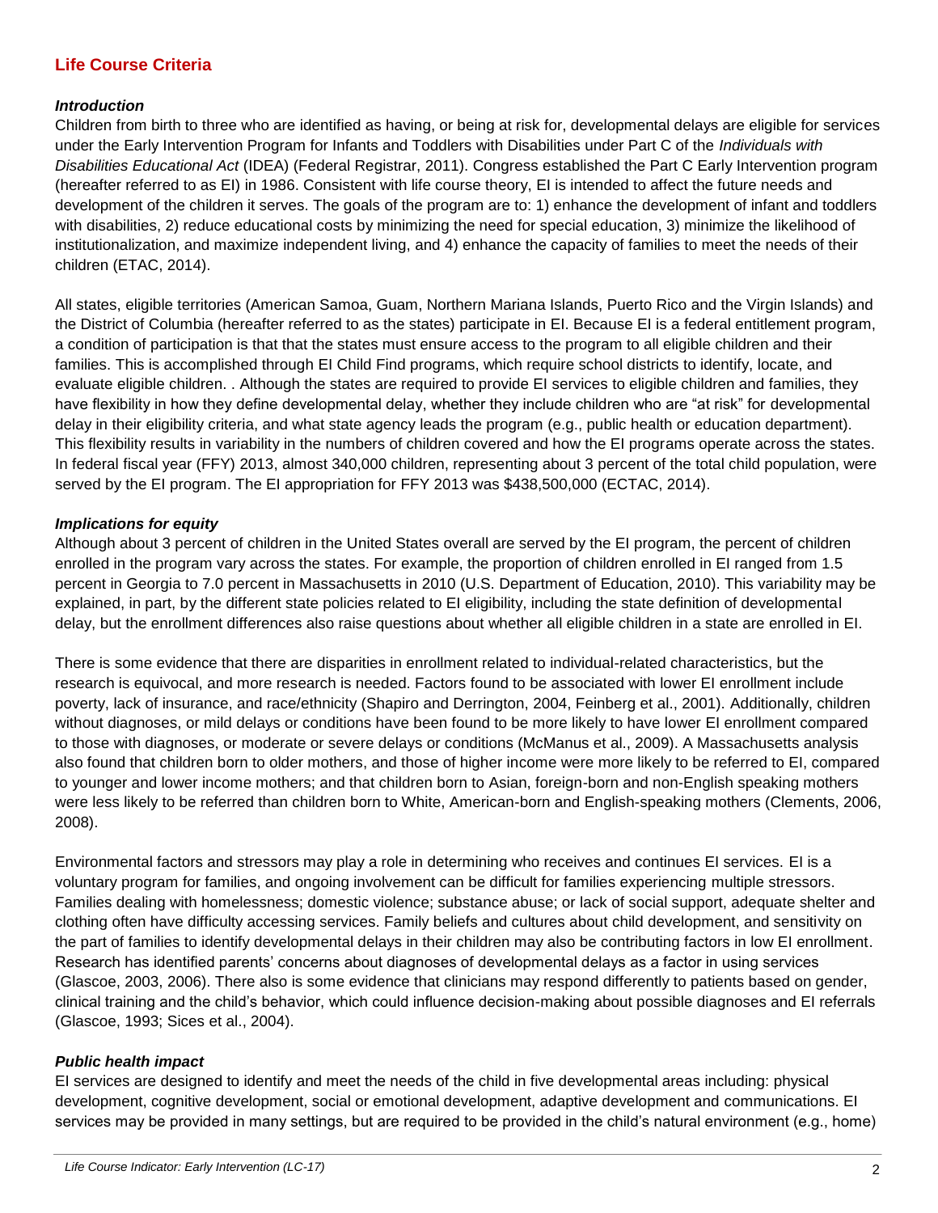## Life Course Criteria

### *Introduction*

Children from birth to three who are identified as having, or being at risk for, developmental delays are eligible for services under the Early Intervention Program for Infants and Toddlers with Disabilities under Part C of the *Individuals with Disabilities Educational Act* (IDEA) (Federal Registrar, 2011). Congress established the Part C Early Intervention program (hereafter referred to as EI) in 1986. Consistent with life course theory, EI is intended to affect the future needs and development of the children it serves. The goals of the program are to: 1) enhance the development of infant and toddlers with disabilities, 2) reduce educational costs by minimizing the need for special education, 3) minimize the likelihood of institutionalization, and maximize independent living, and 4) enhance the capacity of families to meet the needs of their children (ETAC, 2014).

All states, eligible territories (American Samoa, Guam, Northern Mariana Islands, Puerto Rico and the Virgin Islands) and the District of Columbia (hereafter referred to as the states) participate in EI. Because EI is a federal entitlement program, a condition of participation is that that the states must ensure access to the program to all eligible children and their families. This is accomplished through EI Child Find programs, which require school districts to identify, locate, and evaluate eligible children. . Although the states are required to provide EI services to eligible children and families, they have flexibility in how they define developmental delay, whether they include children who are "at risk" for developmental delay in their eligibility criteria, and what state agency leads the program (e.g., public health or education department). This flexibility results in variability in the numbers of children covered and how the EI programs operate across the states. In federal fiscal year (FFY) 2013, almost 340,000 children, representing about 3 percent of the total child population, were served by the EI program. The EI appropriation for FFY 2013 was $438,500,000 (ECTAC, 2014).

### *Implications for equity*

Although about 3 percent of children in the United States overall are served by the EI program, the percent of children enrolled in the program vary across the states. For example, the proportion of children enrolled in EI ranged from 1.5 percent in Georgia to 7.0 percent in Massachusetts in 2010 (U.S. Department of Education, 2010). This variability may be explained, in part, by the different state policies related to EI eligibility, including the state definition of developmental delay, but the enrollment differences also raise questions about whether all eligible children in a state are enrolled in EI.

There is some evidence that there are disparities in enrollment related to individual-related characteristics, but the research is equivocal, and more research is needed. Factors found to be associated with lower EI enrollment include poverty, lack of insurance, and race/ethnicity (Shapiro and Derrington, 2004, Feinberg et al., 2001). Additionally, children without diagnoses, or mild delays or conditions have been found to be more likely to have lower EI enrollment compared to those with diagnoses, or moderate or severe delays or conditions (McManus et al., 2009). A Massachusetts analysis also found that children born to older mothers, and those of higher income were more likely to be referred to EI, compared to younger and lower income mothers; and that children born to Asian, foreign-born and non-English speaking mothers were less likely to be referred than children born to White, American-born and English-speaking mothers (Clements, 2006, 2008).

Environmental factors and stressors may play a role in determining who receives and continues EI services. EI is a voluntary program for families, and ongoing involvement can be difficult for families experiencing multiple stressors. Families dealing with homelessness; domestic violence; substance abuse; or lack of social support, adequate shelter and clothing often have difficulty accessing services. Family beliefs and cultures about child development, and sensitivity on the part of families to identify developmental delays in their children may also be contributing factors in low EI enrollment. Research has identified parents' concerns about diagnoses of developmental delays as a factor in using services (Glascoe, 2003, 2006). There also is some evidence that clinicians may respond differently to patients based on gender, clinical training and the child's behavior, which could influence decision-making about possible diagnoses and EI referrals (Glascoe, 1993; Sices et al., 2004).

### *Public health impact*

EI services are designed to identify and meet the needs of the child in five developmental areas including: physical development, cognitive development, social or emotional development, adaptive development and communications. EI services may be provided in many settings, but are required to be provided in the child's natural environment (e.g., home)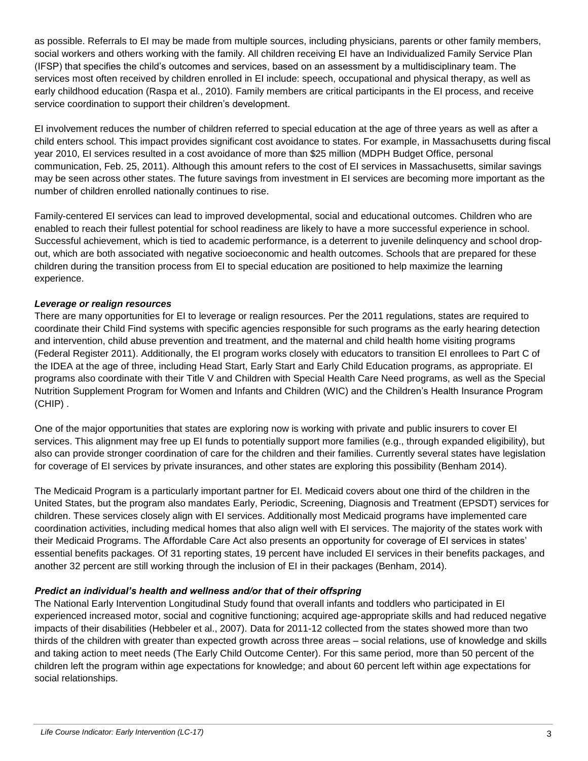as possible. Referrals to EI may be made from multiple sources, including physicians, parents or other family members, social workers and others working with the family. All children receiving EI have an Individualized Family Service Plan (IFSP) that specifies the child's outcomes and services, based on an assessment by a multidisciplinary team. The services most often received by children enrolled in EI include: speech, occupational and physical therapy, as well as early childhood education (Raspa et al., 2010). Family members are critical participants in the EI process, and receive service coordination to support their children's development.

EI involvement reduces the number of children referred to special education at the age of three years as well as after a child enters school. This impact provides significant cost avoidance to states. For example, in Massachusetts during fiscal year 2010, EI services resulted in a cost avoidance of more than $25 million (MDPH Budget Office, personal communication, Feb. 25, 2011). Although this amount refers to the cost of EI services in Massachusetts, similar savings may be seen across other states. The future savings from investment in EI services are becoming more important as the number of children enrolled nationally continues to rise.

Family-centered EI services can lead to improved developmental, social and educational outcomes. Children who are enabled to reach their fullest potential for school readiness are likely to have a more successful experience in school. Successful achievement, which is tied to academic performance, is a deterrent to juvenile delinquency and school drop-out, which are both associated with negative socioeconomic and health outcomes. Schools that are prepared for these children during the transition process from EI to special education are positioned to help maximize the learning experience.

***Leverage or realign resources***

There are many opportunities for EI to leverage or realign resources. Per the 2011 regulations, states are required to coordinate their Child Find systems with specific agencies responsible for such programs as the early hearing detection and intervention, child abuse prevention and treatment, and the maternal and child health home visiting programs (Federal Register 2011). Additionally, the EI program works closely with educators to transition EI enrollees to Part C of the IDEA at the age of three, including Head Start, Early Start and Early Child Education programs, as appropriate. EI programs also coordinate with their Title V and Children with Special Health Care Need programs, as well as the Special Nutrition Supplement Program for Women and Infants and Children (WIC) and the Children's Health Insurance Program (CHIP) .

One of the major opportunities that states are exploring now is working with private and public insurers to cover EI services. This alignment may free up EI funds to potentially support more families (e.g., through expanded eligibility), but also can provide stronger coordination of care for the children and their families. Currently several states have legislation for coverage of EI services by private insurances, and other states are exploring this possibility (Benham 2014).

The Medicaid Program is a particularly important partner for EI. Medicaid covers about one third of the children in the United States, but the program also mandates Early, Periodic, Screening, Diagnosis and Treatment (EPSDT) services for children. These services closely align with EI services. Additionally most Medicaid programs have implemented care coordination activities, including medical homes that also align well with EI services. The majority of the states work with their Medicaid Programs. The Affordable Care Act also presents an opportunity for coverage of EI services in states' essential benefits packages. Of 31 reporting states, 19 percent have included EI services in their benefits packages, and another 32 percent are still working through the inclusion of EI in their packages (Benham, 2014).

***Predict an individual's health and wellness and/or that of their offspring***

The National Early Intervention Longitudinal Study found that overall infants and toddlers who participated in EI experienced increased motor, social and cognitive functioning; acquired age-appropriate skills and had reduced negative impacts of their disabilities (Hebbeler et al., 2007). Data for 2011-12 collected from the states showed more than two thirds of the children with greater than expected growth across three areas – social relations, use of knowledge and skills and taking action to meet needs (The Early Child Outcome Center). For this same period, more than 50 percent of the children left the program within age expectations for knowledge; and about 60 percent left within age expectations for social relationships.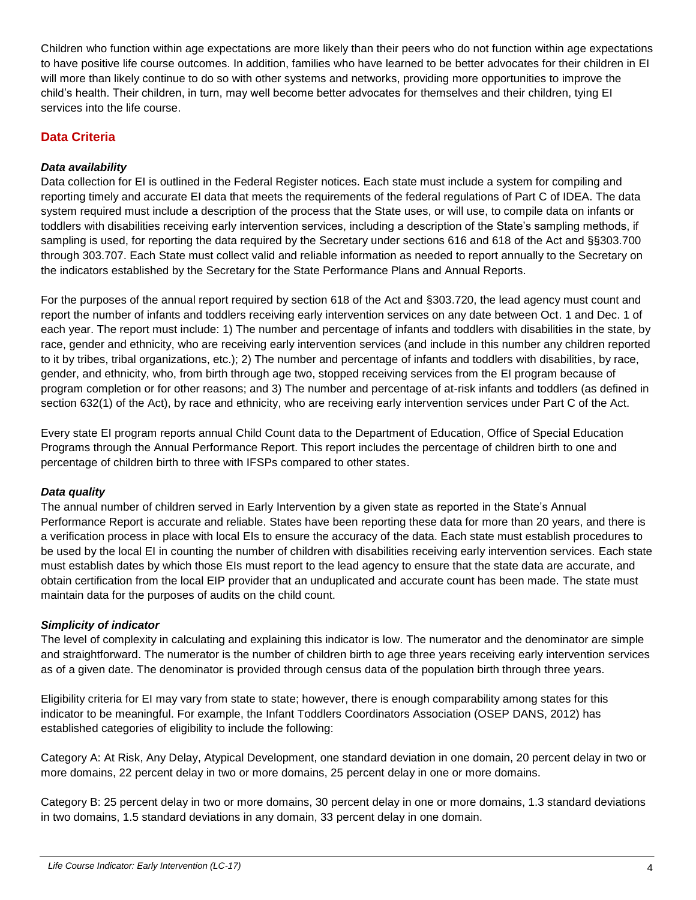Children who function within age expectations are more likely than their peers who do not function within age expectations to have positive life course outcomes. In addition, families who have learned to be better advocates for their children in EI will more than likely continue to do so with other systems and networks, providing more opportunities to improve the child's health. Their children, in turn, may well become better advocates for themselves and their children, tying EI services into the life course.

## Data Criteria

### *Data availability*

Data collection for EI is outlined in the Federal Register notices. Each state must include a system for compiling and reporting timely and accurate EI data that meets the requirements of the federal regulations of Part C of IDEA. The data system required must include a description of the process that the State uses, or will use, to compile data on infants or toddlers with disabilities receiving early intervention services, including a description of the State's sampling methods, if sampling is used, for reporting the data required by the Secretary under sections 616 and 618 of the Act and §§303.700 through 303.707. Each State must collect valid and reliable information as needed to report annually to the Secretary on the indicators established by the Secretary for the State Performance Plans and Annual Reports.

For the purposes of the annual report required by section 618 of the Act and §303.720, the lead agency must count and report the number of infants and toddlers receiving early intervention services on any date between Oct. 1 and Dec. 1 of each year. The report must include: 1) The number and percentage of infants and toddlers with disabilities in the state, by race, gender and ethnicity, who are receiving early intervention services (and include in this number any children reported to it by tribes, tribal organizations, etc.); 2) The number and percentage of infants and toddlers with disabilities, by race, gender, and ethnicity, who, from birth through age two, stopped receiving services from the EI program because of program completion or for other reasons; and 3) The number and percentage of at-risk infants and toddlers (as defined in section 632(1) of the Act), by race and ethnicity, who are receiving early intervention services under Part C of the Act.

Every state EI program reports annual Child Count data to the Department of Education, Office of Special Education Programs through the Annual Performance Report. This report includes the percentage of children birth to one and percentage of children birth to three with IFSPs compared to other states.

### *Data quality*

The annual number of children served in Early Intervention by a given state as reported in the State's Annual Performance Report is accurate and reliable. States have been reporting these data for more than 20 years, and there is a verification process in place with local EIs to ensure the accuracy of the data. Each state must establish procedures to be used by the local EI in counting the number of children with disabilities receiving early intervention services. Each state must establish dates by which those EIs must report to the lead agency to ensure that the state data are accurate, and obtain certification from the local EIP provider that an unduplicated and accurate count has been made. The state must maintain data for the purposes of audits on the child count.

### *Simplicity of indicator*

The level of complexity in calculating and explaining this indicator is low. The numerator and the denominator are simple and straightforward. The numerator is the number of children birth to age three years receiving early intervention services as of a given date. The denominator is provided through census data of the population birth through three years.

Eligibility criteria for EI may vary from state to state; however, there is enough comparability among states for this indicator to be meaningful. For example, the Infant Toddlers Coordinators Association (OSEP DANS, 2012) has established categories of eligibility to include the following:

Category A: At Risk, Any Delay, Atypical Development, one standard deviation in one domain, 20 percent delay in two or more domains, 22 percent delay in two or more domains, 25 percent delay in one or more domains.

Category B: 25 percent delay in two or more domains, 30 percent delay in one or more domains, 1.3 standard deviations in two domains, 1.5 standard deviations in any domain, 33 percent delay in one domain.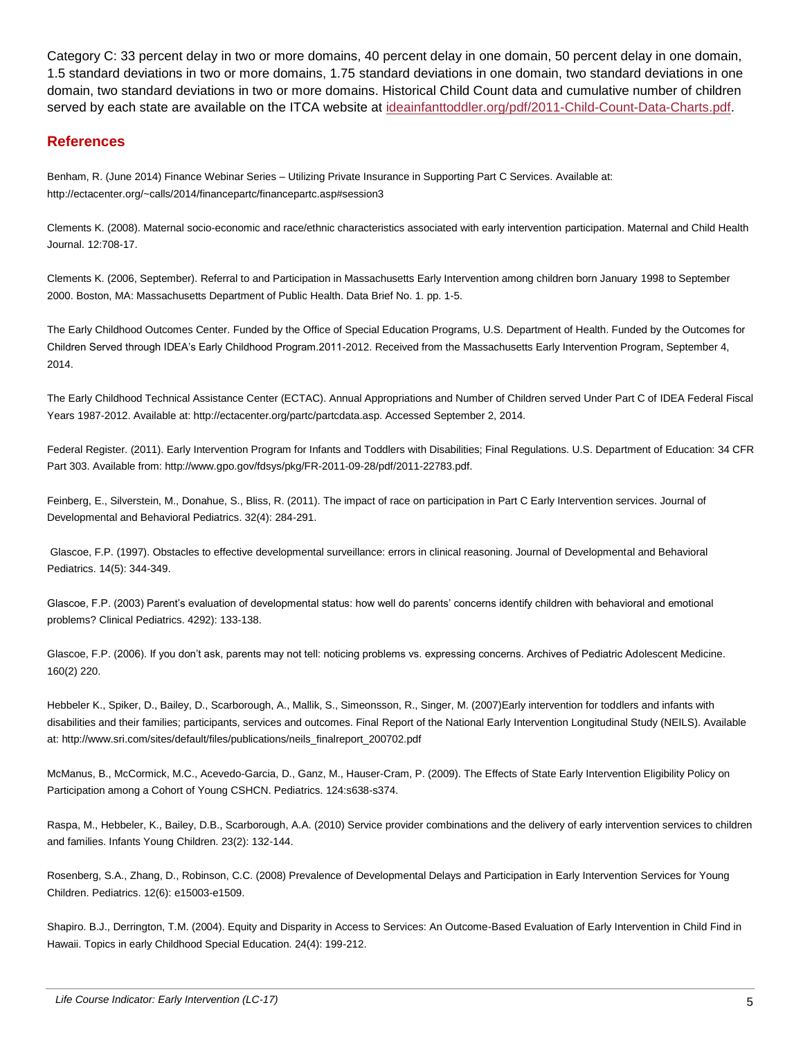Category C: 33 percent delay in two or more domains, 40 percent delay in one domain, 50 percent delay in one domain, 1.5 standard deviations in two or more domains, 1.75 standard deviations in one domain, two standard deviations in one domain, two standard deviations in two or more domains. Historical Child Count data and cumulative number of children served by each state are available on the ITCA website at [ideainfanttoddler.org/pdf/2011-Child-Count-Data-Charts.pdf](ideainfanttoddler.org/pdf/2011-Child-Count-Data-Charts.pdf).

## References

Benham, R. (June 2014) Finance Webinar Series – Utilizing Private Insurance in Supporting Part C Services. Available at: http://ectacenter.org/~calls/2014/financepartc/financepartc.asp#session3

Clements K. (2008). Maternal socio-economic and race/ethnic characteristics associated with early intervention participation. Maternal and Child Health Journal. 12:708-17.

Clements K. (2006, September). Referral to and Participation in Massachusetts Early Intervention among children born January 1998 to September 2000. Boston, MA: Massachusetts Department of Public Health. Data Brief No. 1. pp. 1-5.

The Early Childhood Outcomes Center. Funded by the Office of Special Education Programs, U.S. Department of Health. Funded by the Outcomes for Children Served through IDEA's Early Childhood Program.2011-2012. Received from the Massachusetts Early Intervention Program, September 4, 2014.

The Early Childhood Technical Assistance Center (ECTAC). Annual Appropriations and Number of Children served Under Part C of IDEA Federal Fiscal Years 1987-2012. Available at: http://ectacenter.org/partc/partcdata.asp. Accessed September 2, 2014.

Federal Register. (2011). Early Intervention Program for Infants and Toddlers with Disabilities; Final Regulations. U.S. Department of Education: 34 CFR Part 303. Available from: http://www.gpo.gov/fdsys/pkg/FR-2011-09-28/pdf/2011-22783.pdf.

Feinberg, E., Silverstein, M., Donahue, S., Bliss, R. (2011). The impact of race on participation in Part C Early Intervention services. Journal of Developmental and Behavioral Pediatrics. 32(4): 284-291.

Glascoe, F.P. (1997). Obstacles to effective developmental surveillance: errors in clinical reasoning. Journal of Developmental and Behavioral Pediatrics. 14(5): 344-349.

Glascoe, F.P. (2003) Parent's evaluation of developmental status: how well do parents' concerns identify children with behavioral and emotional problems? Clinical Pediatrics. 4292): 133-138.

Glascoe, F.P. (2006). If you don't ask, parents may not tell: noticing problems vs. expressing concerns. Archives of Pediatric Adolescent Medicine. 160(2) 220.

Hebbeler K., Spiker, D., Bailey, D., Scarborough, A., Mallik, S., Simeonsson, R., Singer, M. (2007)Early intervention for toddlers and infants with disabilities and their families; participants, services and outcomes. Final Report of the National Early Intervention Longitudinal Study (NEILS). Available at: http://www.sri.com/sites/default/files/publications/neils_finalreport_200702.pdf

McManus, B., McCormick, M.C., Acevedo-Garcia, D., Ganz, M., Hauser-Cram, P. (2009). The Effects of State Early Intervention Eligibility Policy on Participation among a Cohort of Young CSHCN. Pediatrics. 124:s638-s374.

Raspa, M., Hebbeler, K., Bailey, D.B., Scarborough, A.A. (2010) Service provider combinations and the delivery of early intervention services to children and families. Infants Young Children. 23(2): 132-144.

Rosenberg, S.A., Zhang, D., Robinson, C.C. (2008) Prevalence of Developmental Delays and Participation in Early Intervention Services for Young Children. Pediatrics. 12(6): e15003-e1509.

Shapiro. B.J., Derrington, T.M. (2004). Equity and Disparity in Access to Services: An Outcome-Based Evaluation of Early Intervention in Child Find in Hawaii. Topics in early Childhood Special Education. 24(4): 199-212.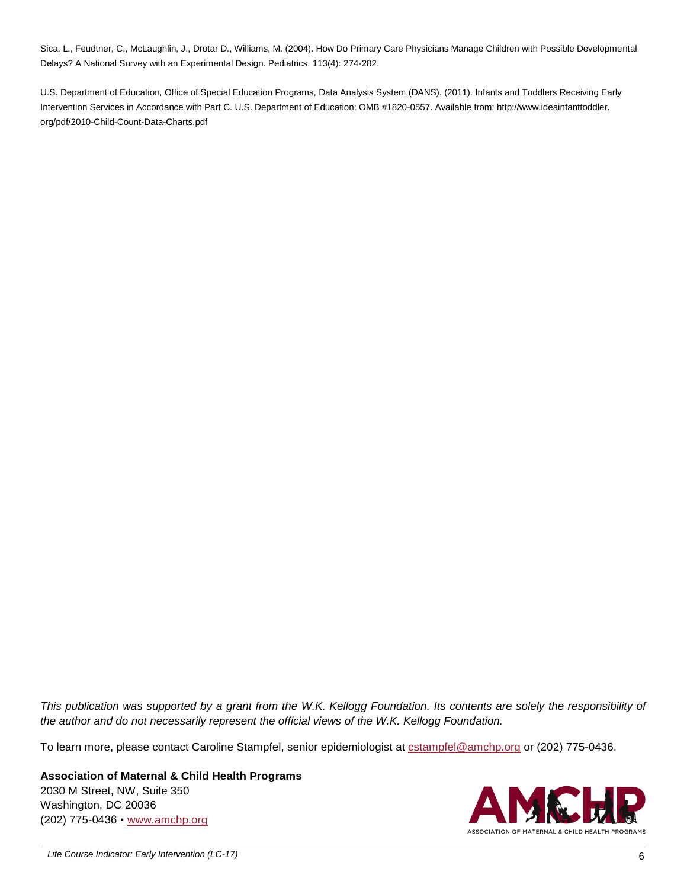Sica, L., Feudtner, C., McLaughlin, J., Drotar D., Williams, M. (2004). How Do Primary Care Physicians Manage Children with Possible Developmental Delays? A National Survey with an Experimental Design. Pediatrics. 113(4): 274-282.

U.S. Department of Education, Office of Special Education Programs, Data Analysis System (DANS). (2011). Infants and Toddlers Receiving Early Intervention Services in Accordance with Part C. U.S. Department of Education: OMB #1820-0557. Available from: http://www.ideainfanttoddler.org/pdf/2010-Child-Count-Data-Charts.pdf

*This publication was supported by a grant from the W.K. Kellogg Foundation. Its contents are solely the responsibility of the author and do not necessarily represent the official views of the W.K. Kellogg Foundation.*

To learn more, please contact Caroline Stampfel, senior epidemiologist at [cstampfel@amchp.org](mailto:cstampfel@amchp.org) or (202) 775-0436.

**Association of Maternal & Child Health Programs**
2030 M Street, NW, Suite 350
Washington, DC 20036
(202) 775-0436 ▪ [www.amchp.org](http://www.amchp.org)

AMCHP
ASSOCIATION OF MATERNAL & CHILD HEALTH PROGRAMS